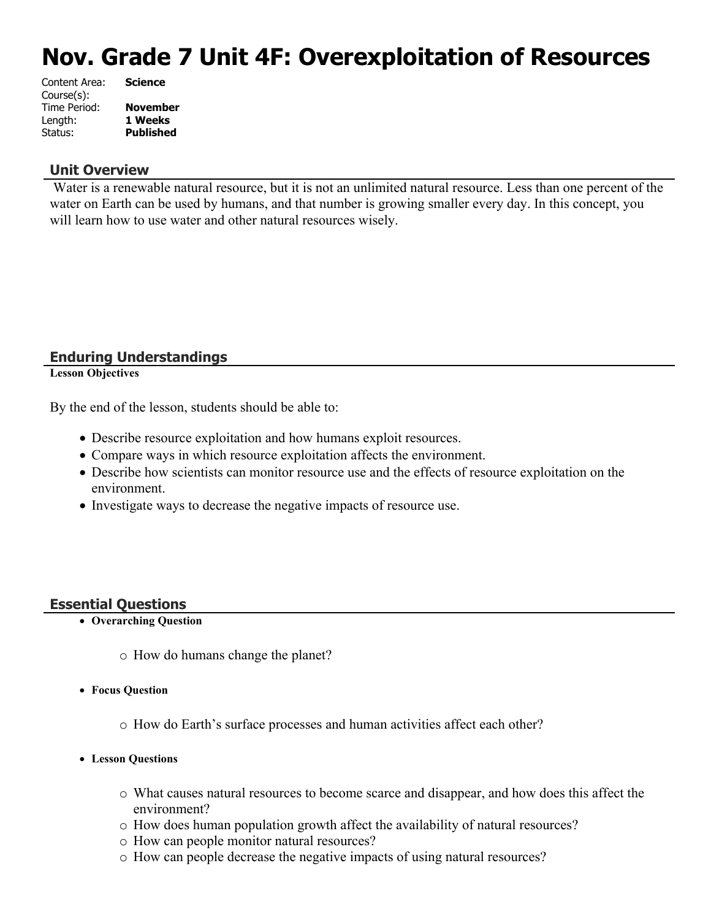# Nov. Grade 7 Unit 4F: Overexploitation of Resources

Content Area: **Science**
Course(s):
Time Period: **November**
Length: **1 Weeks**
Status: **Published**

## Unit Overview

Water is a renewable natural resource, but it is not an unlimited natural resource. Less than one percent of the water on Earth can be used by humans, and that number is growing smaller every day. In this concept, you will learn how to use water and other natural resources wisely.

## Enduring Understandings

**Lesson Objectives**

By the end of the lesson, students should be able to:

- Describe resource exploitation and how humans exploit resources.
- Compare ways in which resource exploitation affects the environment.
- Describe how scientists can monitor resource use and the effects of resource exploitation on the environment.
- Investigate ways to decrease the negative impacts of resource use.

## Essential Questions

- **Overarching Question**
    - How do humans change the planet?
- **Focus Question**
    - How do Earth's surface processes and human activities affect each other?
- **Lesson Questions**
    - What causes natural resources to become scarce and disappear, and how does this affect the environment?
    - How does human population growth affect the availability of natural resources?
    - How can people monitor natural resources?
    - How can people decrease the negative impacts of using natural resources?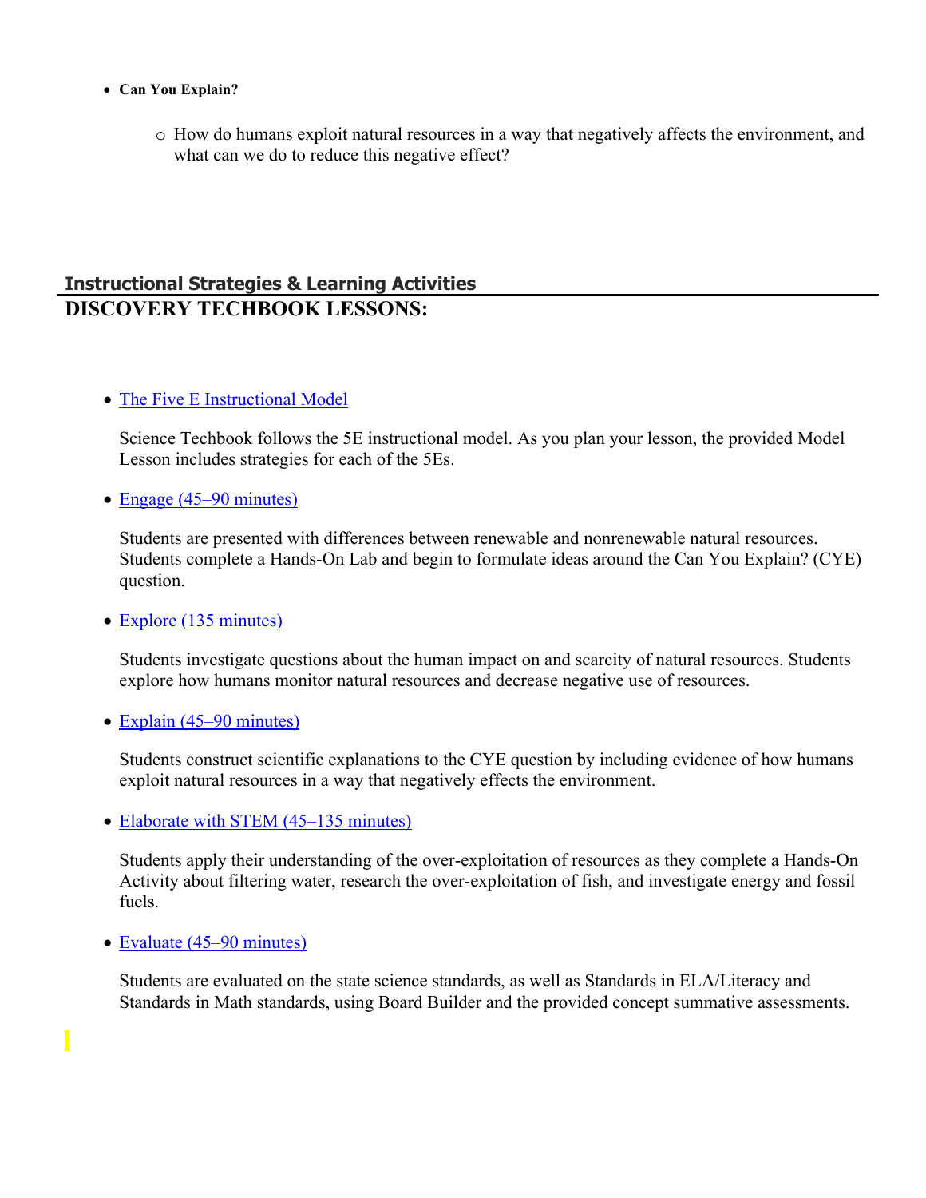- **Can You Explain?**
  - How do humans exploit natural resources in a way that negatively affects the environment, and what can we do to reduce this negative effect?

## Instructional Strategies & Learning Activities

## DISCOVERY TECHBOOK LESSONS:

- The Five E Instructional Model

  Science Techbook follows the 5E instructional model. As you plan your lesson, the provided Model Lesson includes strategies for each of the 5Es.

- Engage (45–90 minutes)

  Students are presented with differences between renewable and nonrenewable natural resources. Students complete a Hands-On Lab and begin to formulate ideas around the Can You Explain? (CYE) question.

- Explore (135 minutes)

  Students investigate questions about the human impact on and scarcity of natural resources. Students explore how humans monitor natural resources and decrease negative use of resources.

- Explain (45–90 minutes)

  Students construct scientific explanations to the CYE question by including evidence of how humans exploit natural resources in a way that negatively effects the environment.

- Elaborate with STEM (45–135 minutes)

  Students apply their understanding of the over-exploitation of resources as they complete a Hands-On Activity about filtering water, research the over-exploitation of fish, and investigate energy and fossil fuels.

- Evaluate (45–90 minutes)

  Students are evaluated on the state science standards, as well as Standards in ELA/Literacy and Standards in Math standards, using Board Builder and the provided concept summative assessments.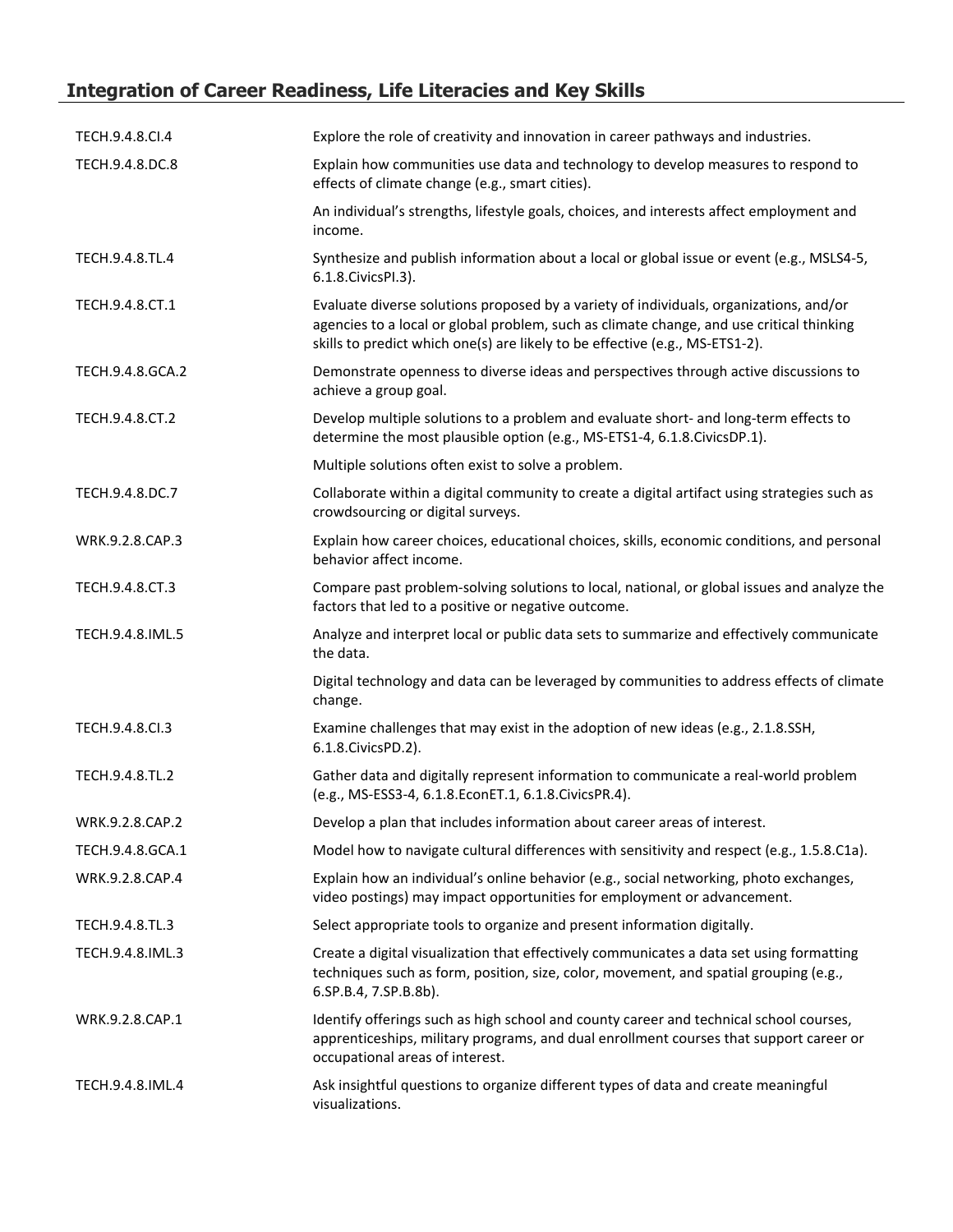## Integration of Career Readiness, Life Literacies and Key Skills

| | |
|---|---|
| TECH.9.4.8.CI.4 | Explore the role of creativity and innovation in career pathways and industries. |
| TECH.9.4.8.DC.8 | Explain how communities use data and technology to develop measures to respond to effects of climate change (e.g., smart cities). |
| | An individual's strengths, lifestyle goals, choices, and interests affect employment and income. |
| TECH.9.4.8.TL.4 | Synthesize and publish information about a local or global issue or event (e.g., MSLS4-5, 6.1.8.CivicsPI.3). |
| TECH.9.4.8.CT.1 | Evaluate diverse solutions proposed by a variety of individuals, organizations, and/or agencies to a local or global problem, such as climate change, and use critical thinking skills to predict which one(s) are likely to be effective (e.g., MS-ETS1-2). |
| TECH.9.4.8.GCA.2 | Demonstrate openness to diverse ideas and perspectives through active discussions to achieve a group goal. |
| TECH.9.4.8.CT.2 | Develop multiple solutions to a problem and evaluate short- and long-term effects to determine the most plausible option (e.g., MS-ETS1-4, 6.1.8.CivicsDP.1). |
| | Multiple solutions often exist to solve a problem. |
| TECH.9.4.8.DC.7 | Collaborate within a digital community to create a digital artifact using strategies such as crowdsourcing or digital surveys. |
| WRK.9.2.8.CAP.3 | Explain how career choices, educational choices, skills, economic conditions, and personal behavior affect income. |
| TECH.9.4.8.CT.3 | Compare past problem-solving solutions to local, national, or global issues and analyze the factors that led to a positive or negative outcome. |
| TECH.9.4.8.IML.5 | Analyze and interpret local or public data sets to summarize and effectively communicate the data. |
| | Digital technology and data can be leveraged by communities to address effects of climate change. |
| TECH.9.4.8.CI.3 | Examine challenges that may exist in the adoption of new ideas (e.g., 2.1.8.SSH, 6.1.8.CivicsPD.2). |
| TECH.9.4.8.TL.2 | Gather data and digitally represent information to communicate a real-world problem (e.g., MS-ESS3-4, 6.1.8.EconET.1, 6.1.8.CivicsPR.4). |
| WRK.9.2.8.CAP.2 | Develop a plan that includes information about career areas of interest. |
| TECH.9.4.8.GCA.1 | Model how to navigate cultural differences with sensitivity and respect (e.g., 1.5.8.C1a). |
| WRK.9.2.8.CAP.4 | Explain how an individual's online behavior (e.g., social networking, photo exchanges, video postings) may impact opportunities for employment or advancement. |
| TECH.9.4.8.TL.3 | Select appropriate tools to organize and present information digitally. |
| TECH.9.4.8.IML.3 | Create a digital visualization that effectively communicates a data set using formatting techniques such as form, position, size, color, movement, and spatial grouping (e.g., 6.SP.B.4, 7.SP.B.8b). |
| WRK.9.2.8.CAP.1 | Identify offerings such as high school and county career and technical school courses, apprenticeships, military programs, and dual enrollment courses that support career or occupational areas of interest. |
| TECH.9.4.8.IML.4 | Ask insightful questions to organize different types of data and create meaningful visualizations. |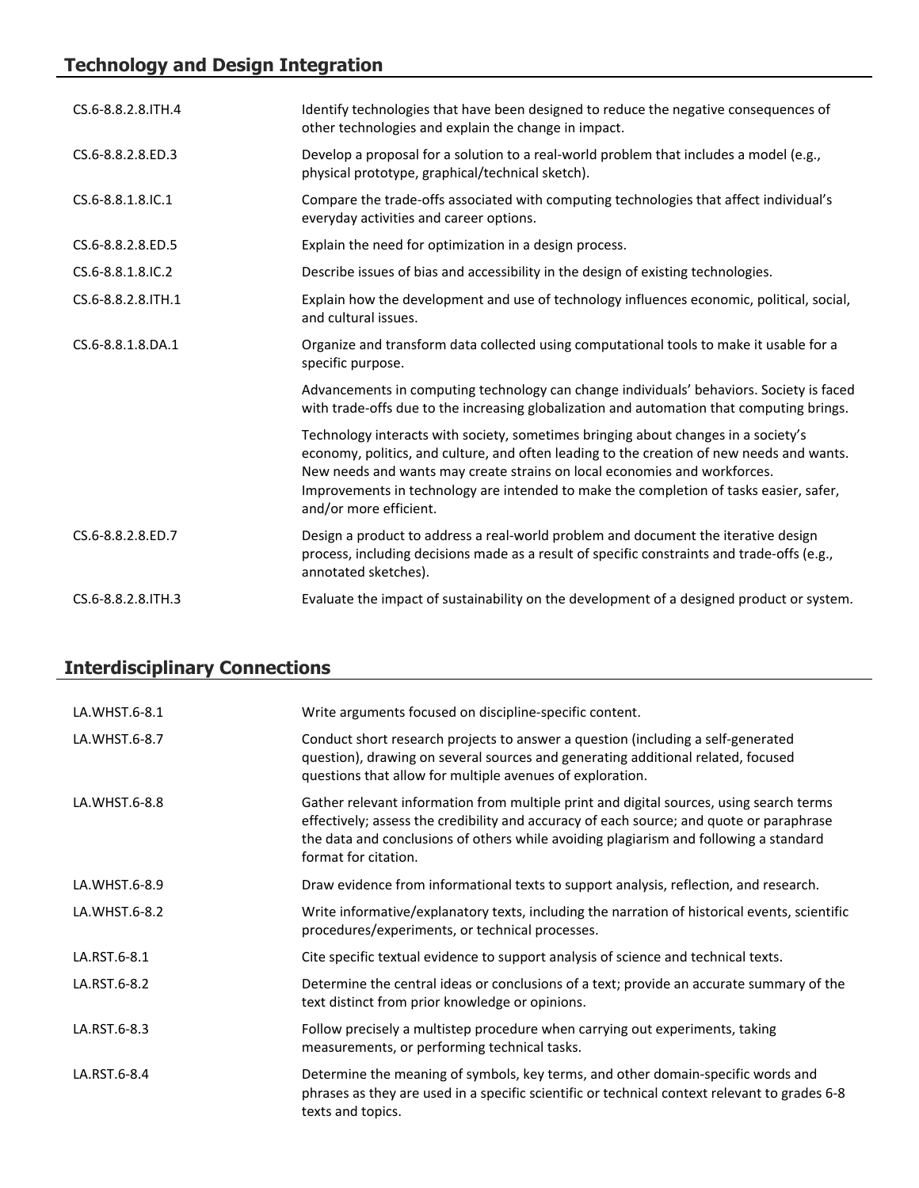## Technology and Design Integration

| | |
|---|---|
| CS.6-8.8.2.8.ITH.4 | Identify technologies that have been designed to reduce the negative consequences of other technologies and explain the change in impact. |
| CS.6-8.8.2.8.ED.3 | Develop a proposal for a solution to a real-world problem that includes a model (e.g., physical prototype, graphical/technical sketch). |
| CS.6-8.8.1.8.IC.1 | Compare the trade-offs associated with computing technologies that affect individual's everyday activities and career options. |
| CS.6-8.8.2.8.ED.5 | Explain the need for optimization in a design process. |
| CS.6-8.8.1.8.IC.2 | Describe issues of bias and accessibility in the design of existing technologies. |
| CS.6-8.8.2.8.ITH.1 | Explain how the development and use of technology influences economic, political, social, and cultural issues. |
| CS.6-8.8.1.8.DA.1 | Organize and transform data collected using computational tools to make it usable for a specific purpose. |
| | Advancements in computing technology can change individuals' behaviors. Society is faced with trade-offs due to the increasing globalization and automation that computing brings. |
| | Technology interacts with society, sometimes bringing about changes in a society's economy, politics, and culture, and often leading to the creation of new needs and wants. New needs and wants may create strains on local economies and workforces. Improvements in technology are intended to make the completion of tasks easier, safer, and/or more efficient. |
| CS.6-8.8.2.8.ED.7 | Design a product to address a real-world problem and document the iterative design process, including decisions made as a result of specific constraints and trade-offs (e.g., annotated sketches). |
| CS.6-8.8.2.8.ITH.3 | Evaluate the impact of sustainability on the development of a designed product or system. |

## Interdisciplinary Connections

| | |
|---|---|
| LA.WHST.6-8.1 | Write arguments focused on discipline-specific content. |
| LA.WHST.6-8.7 | Conduct short research projects to answer a question (including a self-generated question), drawing on several sources and generating additional related, focused questions that allow for multiple avenues of exploration. |
| LA.WHST.6-8.8 | Gather relevant information from multiple print and digital sources, using search terms effectively; assess the credibility and accuracy of each source; and quote or paraphrase the data and conclusions of others while avoiding plagiarism and following a standard format for citation. |
| LA.WHST.6-8.9 | Draw evidence from informational texts to support analysis, reflection, and research. |
| LA.WHST.6-8.2 | Write informative/explanatory texts, including the narration of historical events, scientific procedures/experiments, or technical processes. |
| LA.RST.6-8.1 | Cite specific textual evidence to support analysis of science and technical texts. |
| LA.RST.6-8.2 | Determine the central ideas or conclusions of a text; provide an accurate summary of the text distinct from prior knowledge or opinions. |
| LA.RST.6-8.3 | Follow precisely a multistep procedure when carrying out experiments, taking measurements, or performing technical tasks. |
| LA.RST.6-8.4 | Determine the meaning of symbols, key terms, and other domain-specific words and phrases as they are used in a specific scientific or technical context relevant to grades 6-8 texts and topics. |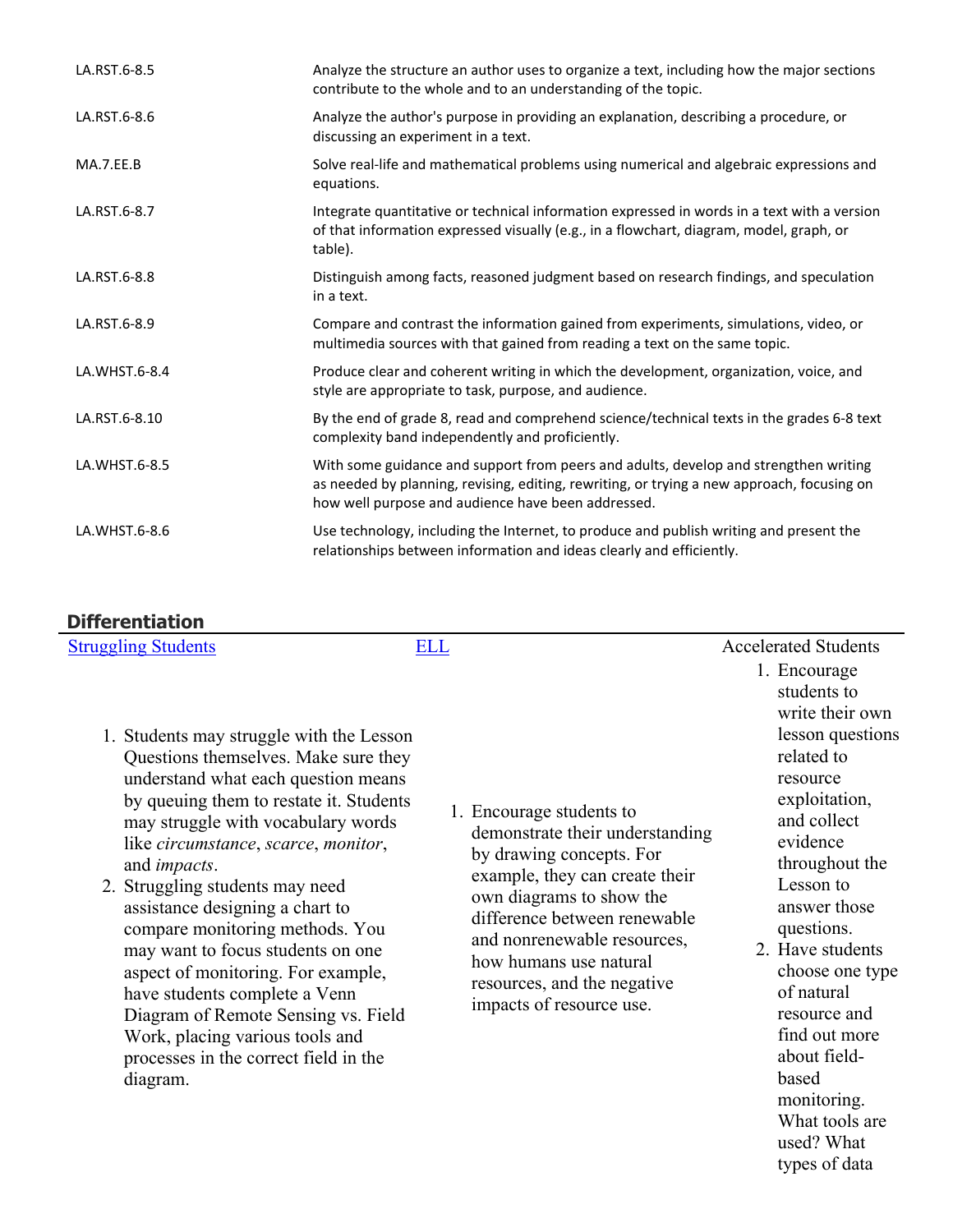| | |
|---|---|
| LA.RST.6-8.5 | Analyze the structure an author uses to organize a text, including how the major sections contribute to the whole and to an understanding of the topic. |
| LA.RST.6-8.6 | Analyze the author's purpose in providing an explanation, describing a procedure, or discussing an experiment in a text. |
| MA.7.EE.B | Solve real-life and mathematical problems using numerical and algebraic expressions and equations. |
| LA.RST.6-8.7 | Integrate quantitative or technical information expressed in words in a text with a version of that information expressed visually (e.g., in a flowchart, diagram, model, graph, or table). |
| LA.RST.6-8.8 | Distinguish among facts, reasoned judgment based on research findings, and speculation in a text. |
| LA.RST.6-8.9 | Compare and contrast the information gained from experiments, simulations, video, or multimedia sources with that gained from reading a text on the same topic. |
| LA.WHST.6-8.4 | Produce clear and coherent writing in which the development, organization, voice, and style are appropriate to task, purpose, and audience. |
| LA.RST.6-8.10 | By the end of grade 8, read and comprehend science/technical texts in the grades 6-8 text complexity band independently and proficiently. |
| LA.WHST.6-8.5 | With some guidance and support from peers and adults, develop and strengthen writing as needed by planning, revising, editing, rewriting, or trying a new approach, focusing on how well purpose and audience have been addressed. |
| LA.WHST.6-8.6 | Use technology, including the Internet, to produce and publish writing and present the relationships between information and ideas clearly and efficiently. |

## Differentiation

| Struggling Students | ELL | Accelerated Students |
|---|---|---|
| 1. Students may struggle with the Lesson Questions themselves. Make sure they understand what each question means by queuing them to restate it. Students may struggle with vocabulary words like *circumstance*, *scarce*, *monitor*, and *impacts*.<br>2. Struggling students may need assistance designing a chart to compare monitoring methods. You may want to focus students on one aspect of monitoring. For example, have students complete a Venn Diagram of Remote Sensing vs. Field Work, placing various tools and processes in the correct field in the diagram. | 1. Encourage students to demonstrate their understanding by drawing concepts. For example, they can create their own diagrams to show the difference between renewable and nonrenewable resources, how humans use natural resources, and the negative impacts of resource use. | 1. Encourage students to write their own lesson questions related to resource exploitation, and collect evidence throughout the Lesson to answer those questions.<br>2. Have students choose one type of natural resource and find out more about field-based monitoring. What tools are used? What types of data |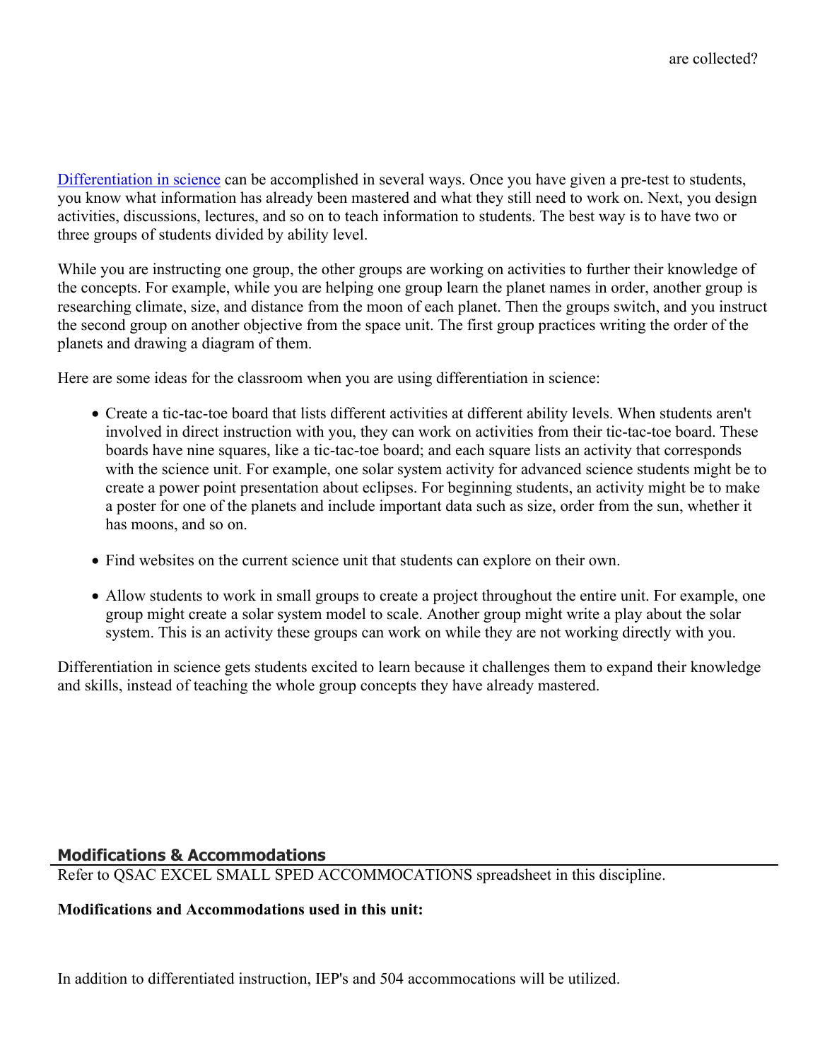are collected?

[Differentiation in science](#) can be accomplished in several ways. Once you have given a pre-test to students, you know what information has already been mastered and what they still need to work on. Next, you design activities, discussions, lectures, and so on to teach information to students. The best way is to have two or three groups of students divided by ability level.

While you are instructing one group, the other groups are working on activities to further their knowledge of the concepts. For example, while you are helping one group learn the planet names in order, another group is researching climate, size, and distance from the moon of each planet. Then the groups switch, and you instruct the second group on another objective from the space unit. The first group practices writing the order of the planets and drawing a diagram of them.

Here are some ideas for the classroom when you are using differentiation in science:

- Create a tic-tac-toe board that lists different activities at different ability levels. When students aren't involved in direct instruction with you, they can work on activities from their tic-tac-toe board. These boards have nine squares, like a tic-tac-toe board; and each square lists an activity that corresponds with the science unit. For example, one solar system activity for advanced science students might be to create a power point presentation about eclipses. For beginning students, an activity might be to make a poster for one of the planets and include important data such as size, order from the sun, whether it has moons, and so on.

- Find websites on the current science unit that students can explore on their own.

- Allow students to work in small groups to create a project throughout the entire unit. For example, one group might create a solar system model to scale. Another group might write a play about the solar system. This is an activity these groups can work on while they are not working directly with you.

Differentiation in science gets students excited to learn because it challenges them to expand their knowledge and skills, instead of teaching the whole group concepts they have already mastered.

## Modifications & Accommodations

Refer to QSAC EXCEL SMALL SPED ACCOMMOCATIONS spreadsheet in this discipline.

**Modifications and Accommodations used in this unit:**

In addition to differentiated instruction, IEP's and 504 accommocations will be utilized.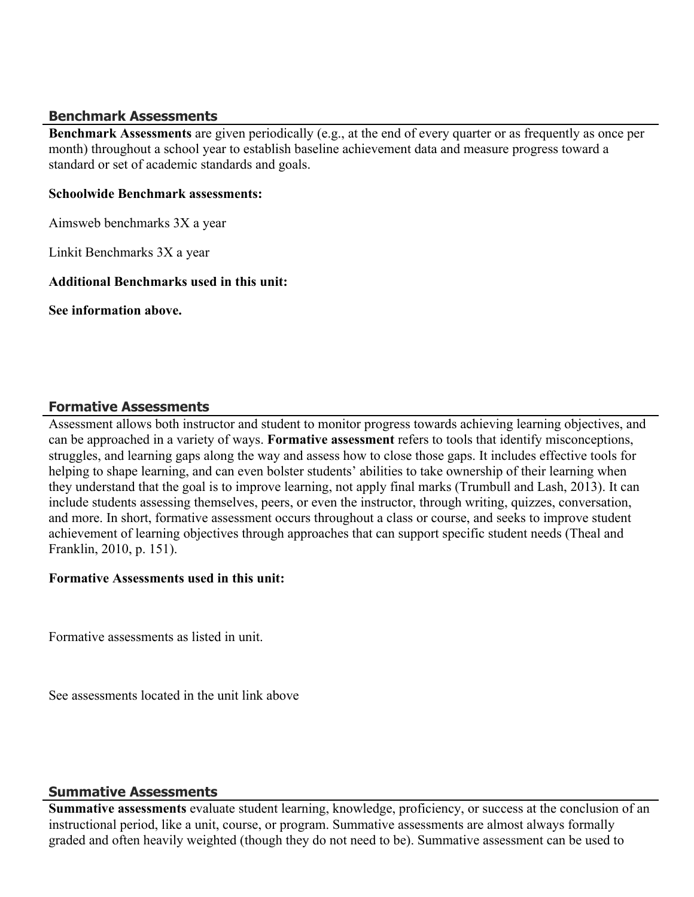## Benchmark Assessments

**Benchmark Assessments** are given periodically (e.g., at the end of every quarter or as frequently as once per month) throughout a school year to establish baseline achievement data and measure progress toward a standard or set of academic standards and goals.

**Schoolwide Benchmark assessments:**

Aimsweb benchmarks 3X a year

Linkit Benchmarks 3X a year

**Additional Benchmarks used in this unit:**

**See information above.**

## Formative Assessments

Assessment allows both instructor and student to monitor progress towards achieving learning objectives, and can be approached in a variety of ways. **Formative assessment** refers to tools that identify misconceptions, struggles, and learning gaps along the way and assess how to close those gaps. It includes effective tools for helping to shape learning, and can even bolster students' abilities to take ownership of their learning when they understand that the goal is to improve learning, not apply final marks (Trumbull and Lash, 2013). It can include students assessing themselves, peers, or even the instructor, through writing, quizzes, conversation, and more. In short, formative assessment occurs throughout a class or course, and seeks to improve student achievement of learning objectives through approaches that can support specific student needs (Theal and Franklin, 2010, p. 151).

**Formative Assessments used in this unit:**

Formative assessments as listed in unit.

See assessments located in the unit link above

## Summative Assessments

**Summative assessments** evaluate student learning, knowledge, proficiency, or success at the conclusion of an instructional period, like a unit, course, or program. Summative assessments are almost always formally graded and often heavily weighted (though they do not need to be). Summative assessment can be used to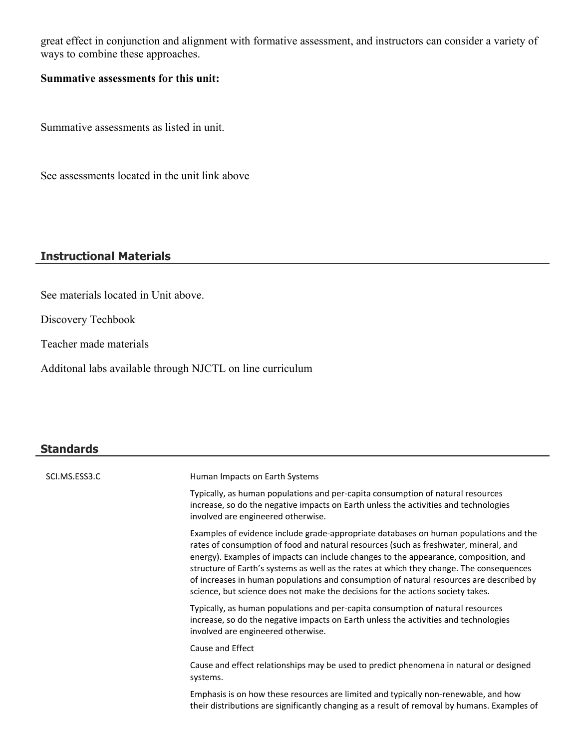great effect in conjunction and alignment with formative assessment, and instructors can consider a variety of ways to combine these approaches.

**Summative assessments for this unit:**

Summative assessments as listed in unit.

See assessments located in the unit link above

## Instructional Materials

See materials located in Unit above.

Discovery Techbook

Teacher made materials

Additonal labs available through NJCTL on line curriculum

## Standards

| | |
|---|---|
| SCI.MS.ESS3.C | Human Impacts on Earth Systems<br><br>Typically, as human populations and per-capita consumption of natural resources increase, so do the negative impacts on Earth unless the activities and technologies involved are engineered otherwise.<br><br>Examples of evidence include grade-appropriate databases on human populations and the rates of consumption of food and natural resources (such as freshwater, mineral, and energy). Examples of impacts can include changes to the appearance, composition, and structure of Earth's systems as well as the rates at which they change. The consequences of increases in human populations and consumption of natural resources are described by science, but science does not make the decisions for the actions society takes.<br><br>Typically, as human populations and per-capita consumption of natural resources increase, so do the negative impacts on Earth unless the activities and technologies involved are engineered otherwise.<br><br>Cause and Effect<br><br>Cause and effect relationships may be used to predict phenomena in natural or designed systems.<br><br>Emphasis is on how these resources are limited and typically non-renewable, and how their distributions are significantly changing as a result of removal by humans. Examples of |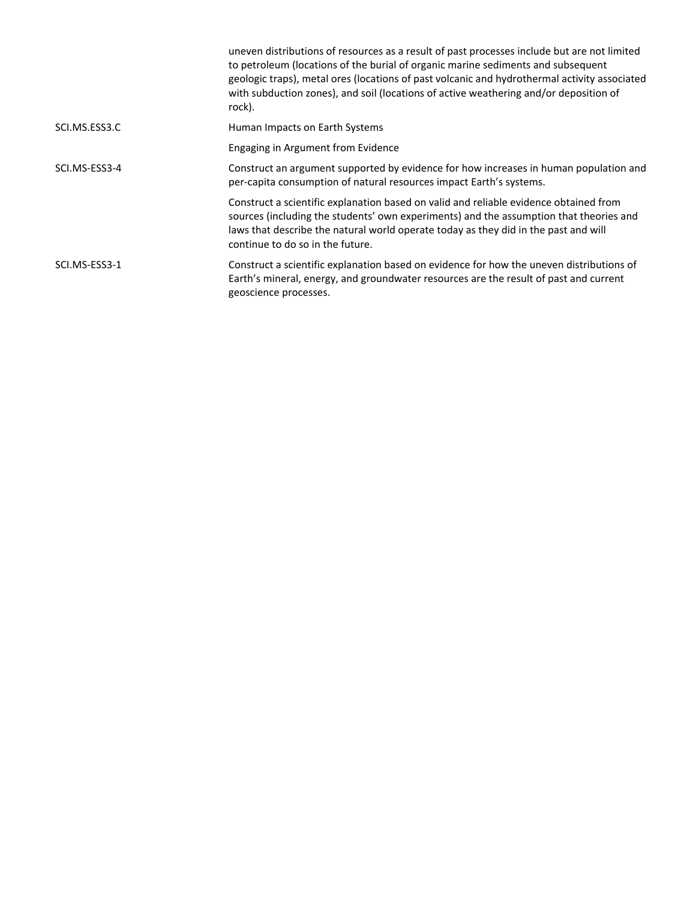| | |
|---|---|
| | uneven distributions of resources as a result of past processes include but are not limited to petroleum (locations of the burial of organic marine sediments and subsequent geologic traps), metal ores (locations of past volcanic and hydrothermal activity associated with subduction zones), and soil (locations of active weathering and/or deposition of rock). |
| SCI.MS.ESS3.C | Human Impacts on Earth Systems |
| | Engaging in Argument from Evidence |
| SCI.MS-ESS3-4 | Construct an argument supported by evidence for how increases in human population and per-capita consumption of natural resources impact Earth's systems. |
| | Construct a scientific explanation based on valid and reliable evidence obtained from sources (including the students' own experiments) and the assumption that theories and laws that describe the natural world operate today as they did in the past and will continue to do so in the future. |
| SCI.MS-ESS3-1 | Construct a scientific explanation based on evidence for how the uneven distributions of Earth's mineral, energy, and groundwater resources are the result of past and current geoscience processes. |